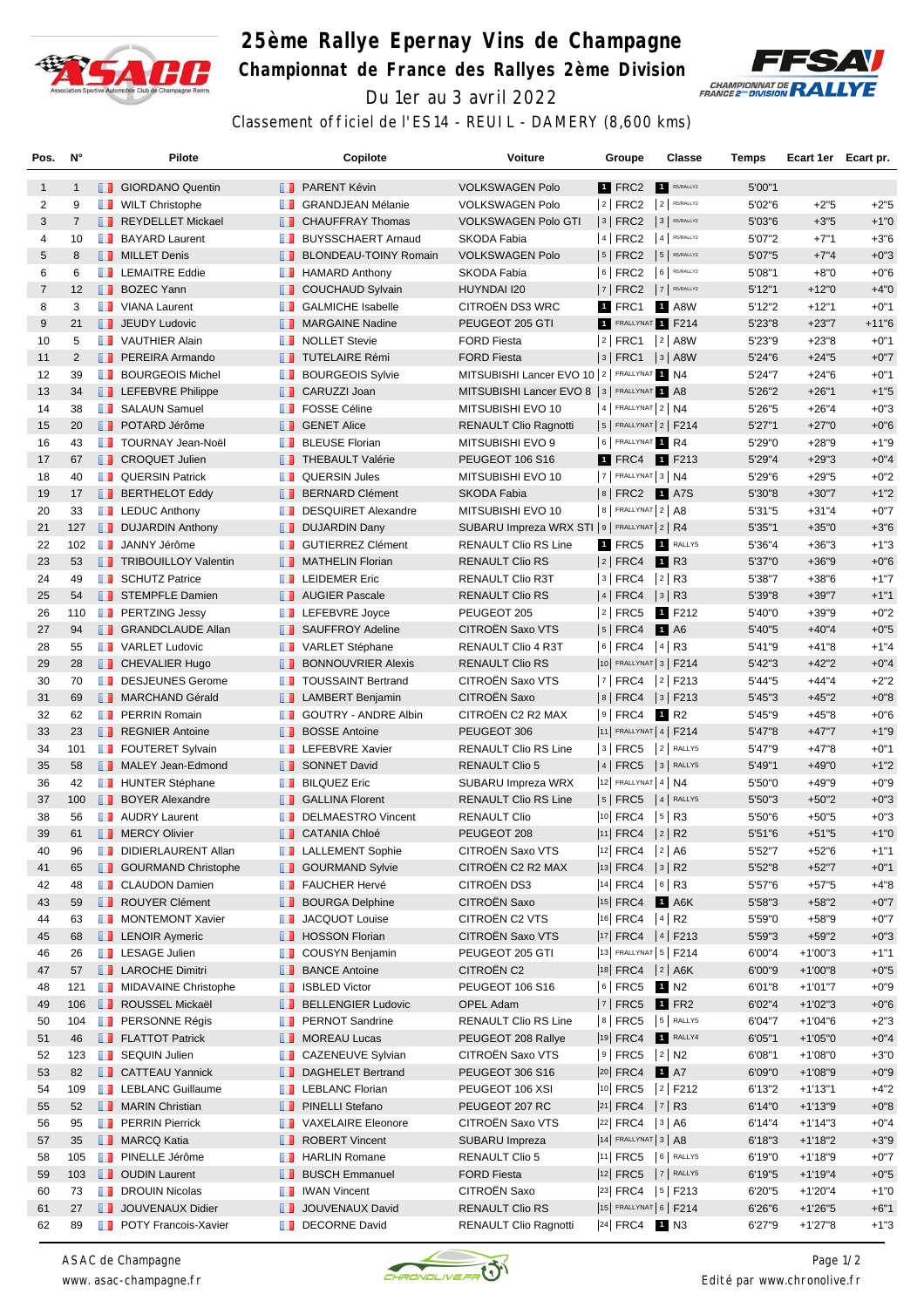# 25ème Rallye Epernay Vins de Champagne

## Championnat de France des Rallyes 2ème Division

Du 1er au 3 avril 2022

Classement officiel de l'ES14 - REUIL - DAMERY (8,600 kms)

| Pos. | N° | Pilote | Copilote | Voiture | Groupe | Classe | Temps | Ecart 1er | Ecart pr. |
|---|---|---|---|---|---|---|---|---|---|
| 1 | 1 | GIORDANO Quentin | PARENT Kévin | VOLKSWAGEN Polo | 1 FRC2 | 1 R5/RALLY2 | 5'00"1 | | |
| 2 | 9 | WILT Christophe | GRANDJEAN Mélanie | VOLKSWAGEN Polo | 2 FRC2 | 2 R5/RALLY2 | 5'02"6 | +2"5 | +2"5 |
| 3 | 7 | REYDELLET Mickael | CHAUFFRAY Thomas | VOLKSWAGEN Polo GTI | 3 FRC2 | 3 R5/RALLY2 | 5'03"6 | +3"5 | +1"0 |
| 4 | 10 | BAYARD Laurent | BUYSSCHAERT Arnaud | SKODA Fabia | 4 FRC2 | 4 R5/RALLY2 | 5'07"2 | +7"1 | +3"6 |
| 5 | 8 | MILLET Denis | BLONDEAU-TOINY Romain | VOLKSWAGEN Polo | 5 FRC2 | 5 R5/RALLY2 | 5'07"5 | +7"4 | +0"3 |
| 6 | 6 | LEMAITRE Eddie | HAMARD Anthony | SKODA Fabia | 6 FRC2 | 6 R5/RALLY2 | 5'08"1 | +8"0 | +0"6 |
| 7 | 12 | BOZEC Yann | COUCHAUD Sylvain | HUYNDAI I20 | 7 FRC2 | 7 R5/RALLY2 | 5'12"1 | +12"0 | +4"0 |
| 8 | 3 | VIANA Laurent | GALMICHE Isabelle | CITROËN DS3 WRC | 1 FRC1 | 1 A8W | 5'12"2 | +12"1 | +0"1 |
| 9 | 21 | JEUDY Ludovic | MARGAINE Nadine | PEUGEOT 205 GTI | 1 FRALLYNAT | 1 F214 | 5'23"8 | +23"7 | +11"6 |
| 10 | 5 | VAUTHIER Alain | NOLLET Stevie | FORD Fiesta | 2 FRC1 | 2 A8W | 5'23"9 | +23"8 | +0"1 |
| 11 | 2 | PEREIRA Armando | TUTELAIRE Rémi | FORD Fiesta | 3 FRC1 | 3 A8W | 5'24"6 | +24"5 | +0"7 |
| 12 | 39 | BOURGEOIS Michel | BOURGEOIS Sylvie | MITSUBISHI Lancer EVO 10 | 2 FRALLYNAT | 1 N4 | 5'24"7 | +24"6 | +0"1 |
| 13 | 34 | LEFEBVRE Philippe | CARUZZI Joan | MITSUBISHI Lancer EVO 8 | 3 FRALLYNAT | 1 A8 | 5'26"2 | +26"1 | +1"5 |
| 14 | 38 | SALAUN Samuel | FOSSE Céline | MITSUBISHI EVO 10 | 4 FRALLYNAT | 2 N4 | 5'26"5 | +26"4 | +0"3 |
| 15 | 20 | POTARD Jérôme | GENET Alice | RENAULT Clio Ragnotti | 5 FRALLYNAT | 2 F214 | 5'27"1 | +27"0 | +0"6 |
| 16 | 43 | TOURNAY Jean-Noël | BLEUSE Florian | MITSUBISHI EVO 9 | 6 FRALLYNAT | 1 R4 | 5'29"0 | +28"9 | +1"9 |
| 17 | 67 | CROQUET Julien | THEBAULT Valérie | PEUGEOT 106 S16 | 1 FRC4 | 1 F213 | 5'29"4 | +29"3 | +0"4 |
| 18 | 40 | QUERSIN Patrick | QUERSIN Jules | MITSUBISHI EVO 10 | 7 FRALLYNAT | 3 N4 | 5'29"6 | +29"5 | +0"2 |
| 19 | 17 | BERTHELOT Eddy | BERNARD Clément | SKODA Fabia | 8 FRC2 | 1 A7S | 5'30"8 | +30"7 | +1"2 |
| 20 | 33 | LEDUC Anthony | DESQUIRET Alexandre | MITSUBISHI EVO 10 | 8 FRALLYNAT | 2 A8 | 5'31"5 | +31"4 | +0"7 |
| 21 | 127 | DUJARDIN Anthony | DUJARDIN Dany | SUBARU Impreza WRX STI | 9 FRALLYNAT | 2 R4 | 5'35"1 | +35"0 | +3"6 |
| 22 | 102 | JANNY Jérôme | GUTIERREZ Clément | RENAULT Clio RS Line | 1 FRC5 | 1 RALLY5 | 5'36"4 | +36"3 | +1"3 |
| 23 | 53 | TRIBOUILLOY Valentin | MATHELIN Florian | RENAULT Clio RS | 2 FRC4 | 1 R3 | 5'37"0 | +36"9 | +0"6 |
| 24 | 49 | SCHUTZ Patrice | LEIDEMER Eric | RENAULT Clio R3T | 3 FRC4 | 2 R3 | 5'38"7 | +38"6 | +1"7 |
| 25 | 54 | STEMPFLE Damien | AUGIER Pascale | RENAULT Clio RS | 4 FRC4 | 3 R3 | 5'39"8 | +39"7 | +1"1 |
| 26 | 110 | PERTZING Jessy | LEFEBVRE Joyce | PEUGEOT 205 | 2 FRC5 | 1 F212 | 5'40"0 | +39"9 | +0"2 |
| 27 | 94 | GRANDCLAUDE Allan | SAUFFROY Adeline | CITROËN Saxo VTS | 5 FRC4 | 1 A6 | 5'40"5 | +40"4 | +0"5 |
| 28 | 55 | VARLET Ludovic | VARLET Stéphane | RENAULT Clio 4 R3T | 6 FRC4 | 4 R3 | 5'41"9 | +41"8 | +1"4 |
| 29 | 28 | CHEVALIER Hugo | BONNOUVRIER Alexis | RENAULT Clio RS | 10 FRALLYNAT | 3 F214 | 5'42"3 | +42"2 | +0"4 |
| 30 | 70 | DESJEUNES Gerome | TOUSSAINT Bertrand | CITROËN Saxo VTS | 7 FRC4 | 2 F213 | 5'44"5 | +44"4 | +2"2 |
| 31 | 69 | MARCHAND Gérald | LAMBERT Benjamin | CITROËN Saxo | 8 FRC4 | 3 F213 | 5'45"3 | +45"2 | +0"8 |
| 32 | 62 | PERRIN Romain | GOUTRY - ANDRE Albin | CITROËN C2 R2 MAX | 9 FRC4 | 1 R2 | 5'45"9 | +45"8 | +0"6 |
| 33 | 23 | REGNIER Antoine | BOSSE Antoine | PEUGEOT 306 | 11 FRALLYNAT | 4 F214 | 5'47"8 | +47"7 | +1"9 |
| 34 | 101 | FOUTERET Sylvain | LEFEBVRE Xavier | RENAULT Clio RS Line | 3 FRC5 | 2 RALLY5 | 5'47"9 | +47"8 | +0"1 |
| 35 | 58 | MALEY Jean-Edmond | SONNET David | RENAULT Clio 5 | 4 FRC5 | 3 RALLY5 | 5'49"1 | +49"0 | +1"2 |
| 36 | 42 | HUNTER Stéphane | BILQUEZ Eric | SUBARU Impreza WRX | 12 FRALLYNAT | 4 N4 | 5'50"0 | +49"9 | +0"9 |
| 37 | 100 | BOYER Alexandre | GALLINA Florent | RENAULT Clio RS Line | 5 FRC5 | 4 RALLY5 | 5'50"3 | +50"2 | +0"3 |
| 38 | 56 | AUDRY Laurent | DELMAESTRO Vincent | RENAULT Clio | 10 FRC4 | 5 R3 | 5'50"6 | +50"5 | +0"3 |
| 39 | 61 | MERCY Olivier | CATANIA Chloé | PEUGEOT 208 | 11 FRC4 | 2 R2 | 5'51"6 | +51"5 | +1"0 |
| 40 | 96 | DIDIERLAURENT Allan | LALLEMENT Sophie | CITROËN Saxo VTS | 12 FRC4 | 2 A6 | 5'52"7 | +52"6 | +1"1 |
| 41 | 65 | GOURMAND Christophe | GOURMAND Sylvie | CITROËN C2 R2 MAX | 13 FRC4 | 3 R2 | 5'52"8 | +52"7 | +0"1 |
| 42 | 48 | CLAUDON Damien | FAUCHER Hervé | CITROËN DS3 | 14 FRC4 | 6 R3 | 5'57"6 | +57"5 | +4"8 |
| 43 | 59 | ROUYER Clément | BOURGA Delphine | CITROËN Saxo | 15 FRC4 | 1 A6K | 5'58"3 | +58"2 | +0"7 |
| 44 | 63 | MONTEMONT Xavier | JACQUOT Louise | CITROËN C2 VTS | 16 FRC4 | 4 R2 | 5'59"0 | +58"9 | +0"7 |
| 45 | 68 | LENOIR Aymeric | HOSSON Florian | CITROËN Saxo VTS | 17 FRC4 | 4 F213 | 5'59"3 | +59"2 | +0"3 |
| 46 | 26 | LESAGE Julien | COUSYN Benjamin | PEUGEOT 205 GTI | 13 FRALLYNAT | 5 F214 | 6'00"4 | +1'00"3 | +1"1 |
| 47 | 57 | LAROCHE Dimitri | BANCE Antoine | CITROËN C2 | 18 FRC4 | 2 A6K | 6'00"9 | +1'00"8 | +0"5 |
| 48 | 121 | MIDAVAINE Christophe | ISBLED Victor | PEUGEOT 106 S16 | 6 FRC5 | 1 N2 | 6'01"8 | +1'01"7 | +0"9 |
| 49 | 106 | ROUSSEL Mickaël | BELLENGIER Ludovic | OPEL Adam | 7 FRC5 | 1 FR2 | 6'02"4 | +1'02"3 | +0"6 |
| 50 | 104 | PERSONNE Régis | PERNOT Sandrine | RENAULT Clio RS Line | 8 FRC5 | 5 RALLY5 | 6'04"7 | +1'04"6 | +2"3 |
| 51 | 46 | FLATTOT Patrick | MOREAU Lucas | PEUGEOT 208 Rallye | 19 FRC4 | 1 RALLY4 | 6'05"1 | +1'05"0 | +0"4 |
| 52 | 123 | SEQUIN Julien | CAZENEUVE Sylvian | CITROËN Saxo VTS | 9 FRC5 | 2 N2 | 6'08"1 | +1'08"0 | +3"0 |
| 53 | 82 | CATTEAU Yannick | DAGHELET Bertrand | PEUGEOT 306 S16 | 20 FRC4 | 1 A7 | 6'09"0 | +1'08"9 | +0"9 |
| 54 | 109 | LEBLANC Guillaume | LEBLANC Florian | PEUGEOT 106 XSI | 10 FRC5 | 2 F212 | 6'13"2 | +1'13"1 | +4"2 |
| 55 | 52 | MARIN Christian | PINELLI Stefano | PEUGEOT 207 RC | 21 FRC4 | 7 R3 | 6'14"0 | +1'13"9 | +0"8 |
| 56 | 95 | PERRIN Pierrick | VAXELAIRE Eleonore | CITROËN Saxo VTS | 22 FRC4 | 3 A6 | 6'14"4 | +1'14"3 | +0"4 |
| 57 | 35 | MARCQ Katia | ROBERT Vincent | SUBARU Impreza | 14 FRALLYNAT | 3 A8 | 6'18"3 | +1'18"2 | +3"9 |
| 58 | 105 | PINELLE Jérôme | HARLIN Romane | RENAULT Clio 5 | 11 FRC5 | 6 RALLY5 | 6'19"0 | +1'18"9 | +0"7 |
| 59 | 103 | OUDIN Laurent | BUSCH Emmanuel | FORD Fiesta | 12 FRC5 | 7 RALLY5 | 6'19"5 | +1'19"4 | +0"5 |
| 60 | 73 | DROUIN Nicolas | IWAN Vincent | CITROËN Saxo | 23 FRC4 | 5 F213 | 6'20"5 | +1'20"4 | +1"0 |
| 61 | 27 | JOUVENAUX Didier | JOUVENAUX David | RENAULT Clio RS | 15 FRALLYNAT | 6 F214 | 6'26"6 | +1'26"5 | +6"1 |
| 62 | 89 | POTY Francois-Xavier | DECORNE David | RENAULT Clio Ragnotti | 24 FRC4 | 1 N3 | 6'27"9 | +1'27"8 | +1"3 |

ASAC de Champagne
www.asac-champagne.fr

Edité par www.chronolive.fr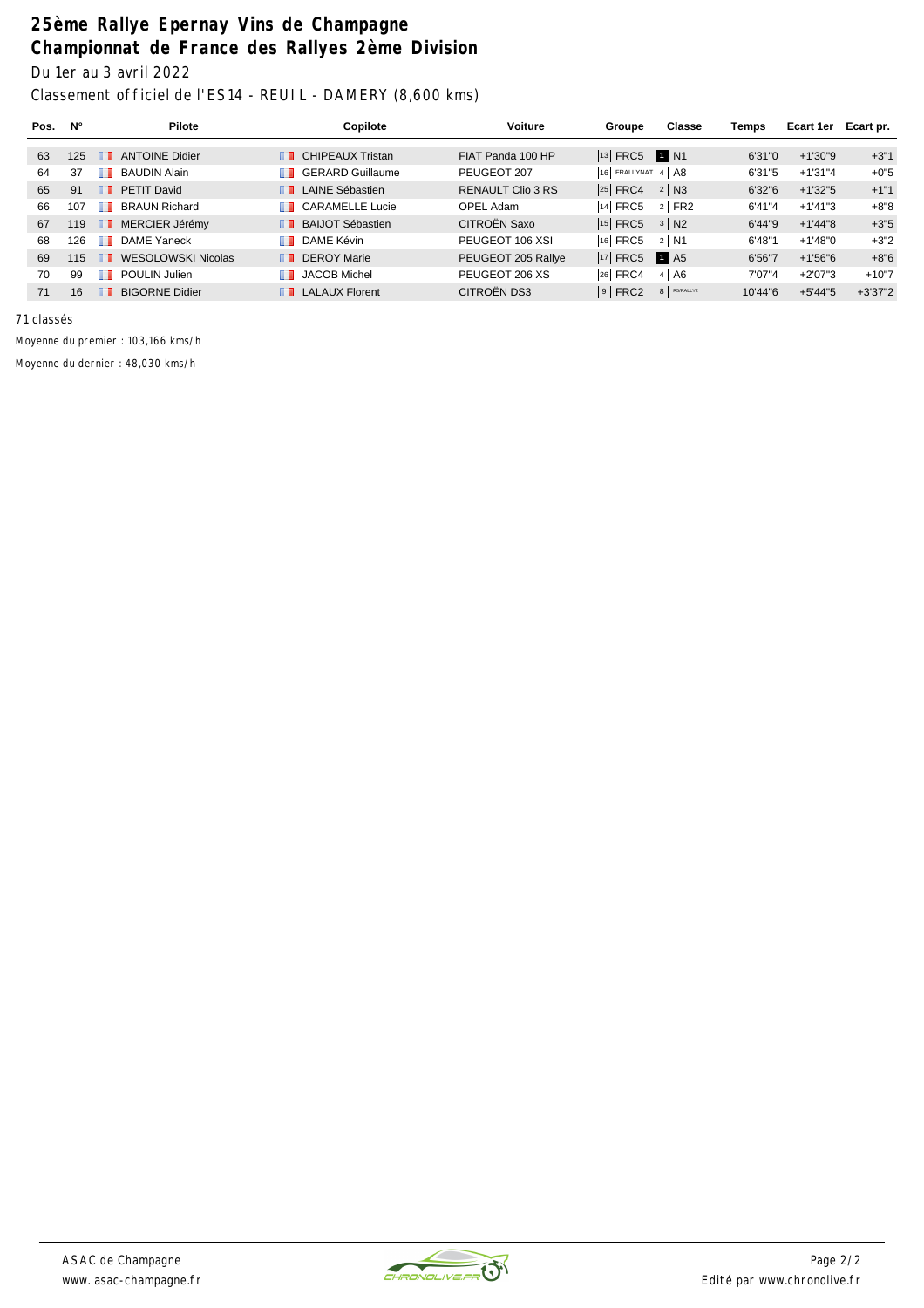# 25ème Rallye Epernay Vins de Champagne

## Championnat de France des Rallyes 2ème Division

Du 1er au 3 avril 2022

Classement officiel de l'ES14 - REUIL - DAMERY (8,600 kms)

| Pos. | N° | Pilote | Copilote | Voiture | Groupe | Classe | Temps | Ecart 1er | Ecart pr. |
|---|---|---|---|---|---|---|---|---|---|
| 63 | 125 | ANTOINE Didier | CHIPEAUX Tristan | FIAT Panda 100 HP | 13 FRC5 | 1 N1 | 6'31"0 | +1'30"9 | +3"1 |
| 64 | 37 | BAUDIN Alain | GERARD Guillaume | PEUGEOT 207 | 16 FRALLYNAT | 4 A8 | 6'31"5 | +1'31"4 | +0"5 |
| 65 | 91 | PETIT David | LAINE Sébastien | RENAULT Clio 3 RS | 25 FRC4 | 2 N3 | 6'32"6 | +1'32"5 | +1"1 |
| 66 | 107 | BRAUN Richard | CARAMELLE Lucie | OPEL Adam | 14 FRC5 | 2 FR2 | 6'41"4 | +1'41"3 | +8"8 |
| 67 | 119 | MERCIER Jérémy | BAIJOT Sébastien | CITROËN Saxo | 15 FRC5 | 3 N2 | 6'44"9 | +1'44"8 | +3"5 |
| 68 | 126 | DAME Yaneck | DAME Kévin | PEUGEOT 106 XSI | 16 FRC5 | 2 N1 | 6'48"1 | +1'48"0 | +3"2 |
| 69 | 115 | WESOLOWSKI Nicolas | DEROY Marie | PEUGEOT 205 Rallye | 17 FRC5 | 1 A5 | 6'56"7 | +1'56"6 | +8"6 |
| 70 | 99 | POULIN Julien | JACOB Michel | PEUGEOT 206 XS | 26 FRC4 | 4 A6 | 7'07"4 | +2'07"3 | +10"7 |
| 71 | 16 | BIGORNE Didier | LALAUX Florent | CITROËN DS3 | 9 FRC2 | 8 R5/RALLY2 | 10'44"6 | +5'44"5 | +3'37"2 |

71 classés

Moyenne du premier : 103,166 kms/h

Moyenne du dernier : 48,030 kms/h

ASAC de Champagne
www.asac-champagne.fr

Edité par www.chronolive.fr